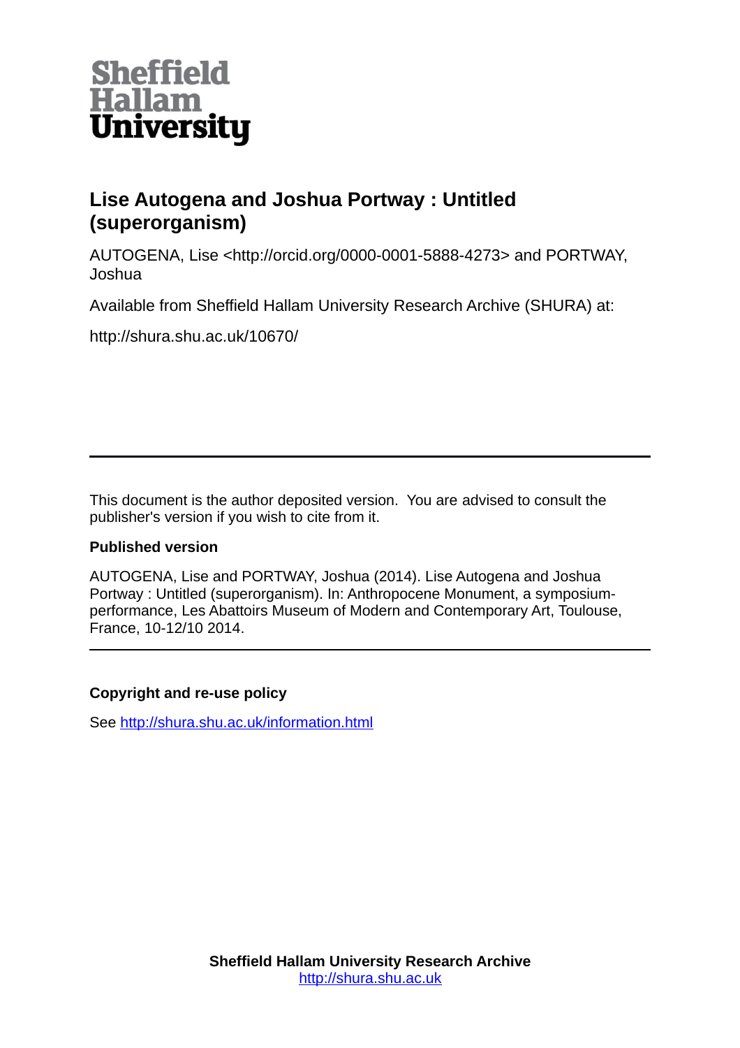Sheffield Hallam University

# Lise Autogena and Joshua Portway : Untitled (superorganism)

AUTOGENA, Lise <http://orcid.org/0000-0001-5888-4273> and PORTWAY, Joshua

Available from Sheffield Hallam University Research Archive (SHURA) at:

http://shura.shu.ac.uk/10670/

---

This document is the author deposited version. You are advised to consult the publisher's version if you wish to cite from it.

**Published version**

AUTOGENA, Lise and PORTWAY, Joshua (2014). Lise Autogena and Joshua Portway : Untitled (superorganism). In: Anthropocene Monument, a symposium-performance, Les Abattoirs Museum of Modern and Contemporary Art, Toulouse, France, 10-12/10 2014.

---

**Copyright and re-use policy**

See http://shura.shu.ac.uk/information.html

**Sheffield Hallam University Research Archive**
http://shura.shu.ac.uk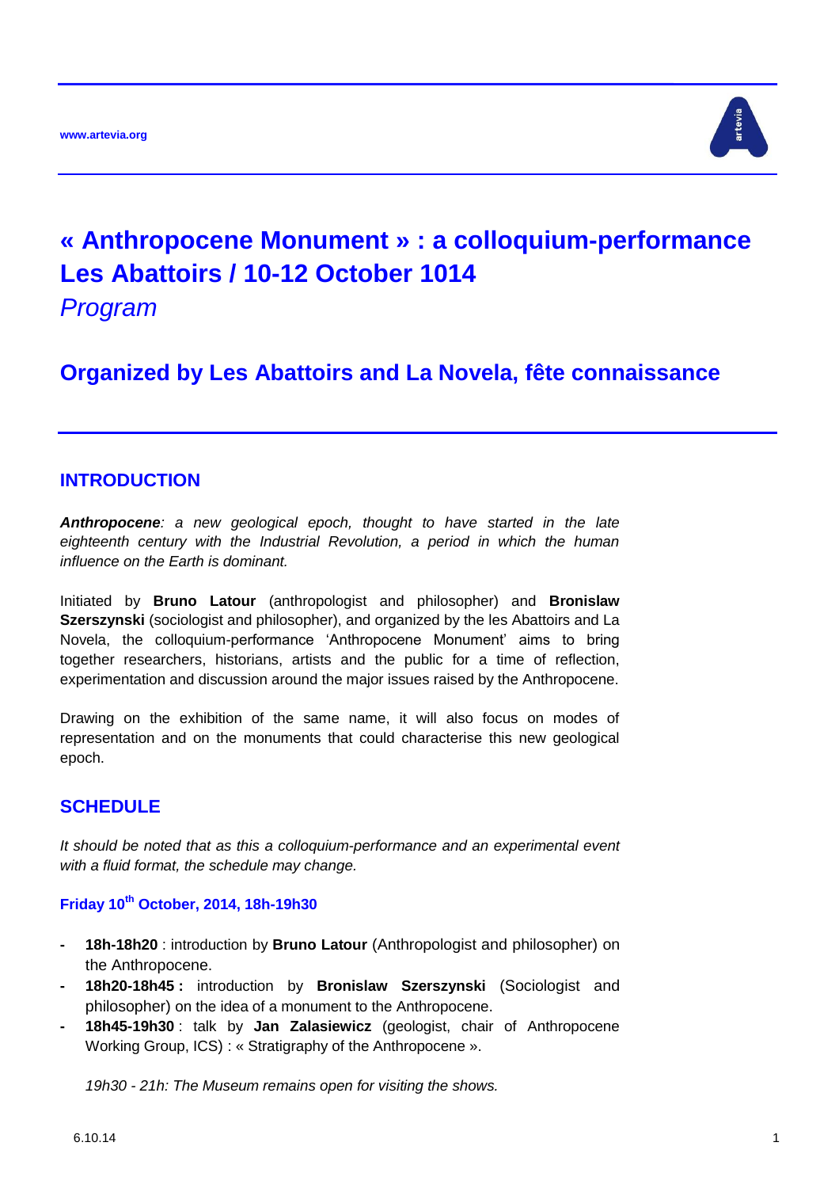# « Anthropocene Monument » : a colloquium-performance Les Abattoirs / 10-12 October 1014

*Program*

## Organized by Les Abattoirs and La Novela, fête connaissance

## INTRODUCTION

***Anthropocene**: a new geological epoch, thought to have started in the late eighteenth century with the Industrial Revolution, a period in which the human influence on the Earth is dominant.*

Initiated by **Bruno Latour** (anthropologist and philosopher) and **Bronislaw Szerszynski** (sociologist and philosopher), and organized by the les Abattoirs and La Novela, the colloquium-performance 'Anthropocene Monument' aims to bring together researchers, historians, artists and the public for a time of reflection, experimentation and discussion around the major issues raised by the Anthropocene.

Drawing on the exhibition of the same name, it will also focus on modes of representation and on the monuments that could characterise this new geological epoch.

## SCHEDULE

*It should be noted that as this a colloquium-performance and an experimental event with a fluid format, the schedule may change.*

### Friday 10th October, 2014, 18h-19h30

- **18h-18h20** : introduction by **Bruno Latour** (Anthropologist and philosopher) on the Anthropocene.
- **18h20-18h45 :** introduction by **Bronislaw Szerszynski** (Sociologist and philosopher) on the idea of a monument to the Anthropocene.
- **18h45-19h30** : talk by **Jan Zalasiewicz** (geologist, chair of Anthropocene Working Group, ICS) : « Stratigraphy of the Anthropocene ».

*19h30 - 21h: The Museum remains open for visiting the shows.*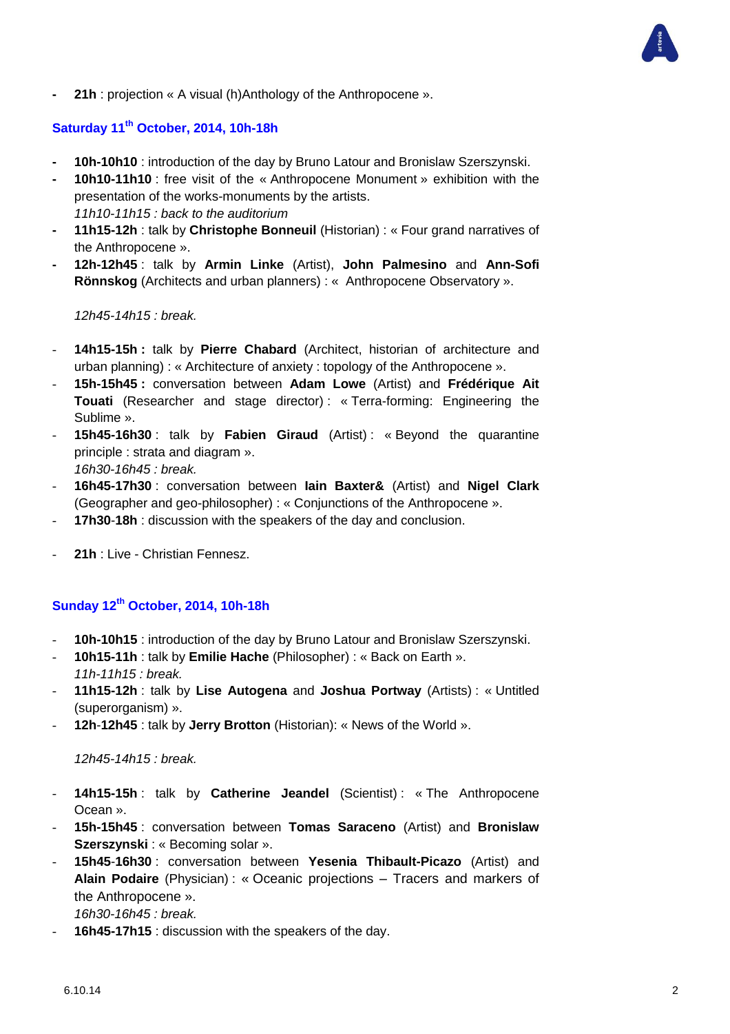- **21h** : projection « A visual (h)Anthology of the Anthropocene ».

## Saturday 11th October, 2014, 10h-18h

- **10h-10h10** : introduction of the day by Bruno Latour and Bronislaw Szerszynski.
- **10h10-11h10** : free visit of the « Anthropocene Monument » exhibition with the presentation of the works-monuments by the artists.
  *11h10-11h15 : back to the auditorium*
- **11h15-12h** : talk by **Christophe Bonneuil** (Historian) : « Four grand narratives of the Anthropocene ».
- **12h-12h45** : talk by **Armin Linke** (Artist), **John Palmesino** and **Ann-Sofi Rönnskog** (Architects and urban planners) : « Anthropocene Observatory ».

  *12h45-14h15 : break.*

- **14h15-15h :** talk by **Pierre Chabard** (Architect, historian of architecture and urban planning) : « Architecture of anxiety : topology of the Anthropocene ».
- **15h-15h45 :** conversation between **Adam Lowe** (Artist) and **Frédérique Ait Touati** (Researcher and stage director) : « Terra-forming: Engineering the Sublime ».
- **15h45-16h30** : talk by **Fabien Giraud** (Artist) : « Beyond the quarantine principle : strata and diagram ».
  *16h30-16h45 : break.*
- **16h45-17h30** : conversation between **Iain Baxter&** (Artist) and **Nigel Clark** (Geographer and geo-philosopher) : « Conjunctions of the Anthropocene ».
- **17h30-18h** : discussion with the speakers of the day and conclusion.

- **21h** : Live - Christian Fennesz.

## Sunday 12th October, 2014, 10h-18h

- **10h-10h15** : introduction of the day by Bruno Latour and Bronislaw Szerszynski.
- **10h15-11h** : talk by **Emilie Hache** (Philosopher) : « Back on Earth ».
  *11h-11h15 : break.*
- **11h15-12h** : talk by **Lise Autogena** and **Joshua Portway** (Artists) : « Untitled (superorganism) ».
- **12h-12h45** : talk by **Jerry Brotton** (Historian): « News of the World ».

  *12h45-14h15 : break.*

- **14h15-15h** : talk by **Catherine Jeandel** (Scientist) : « The Anthropocene Ocean ».
- **15h-15h45** : conversation between **Tomas Saraceno** (Artist) and **Bronislaw Szerszynski** : « Becoming solar ».
- **15h45-16h30** : conversation between **Yesenia Thibault-Picazo** (Artist) and **Alain Podaire** (Physician) : « Oceanic projections – Tracers and markers of the Anthropocene ».
  *16h30-16h45 : break.*
- **16h45-17h15** : discussion with the speakers of the day.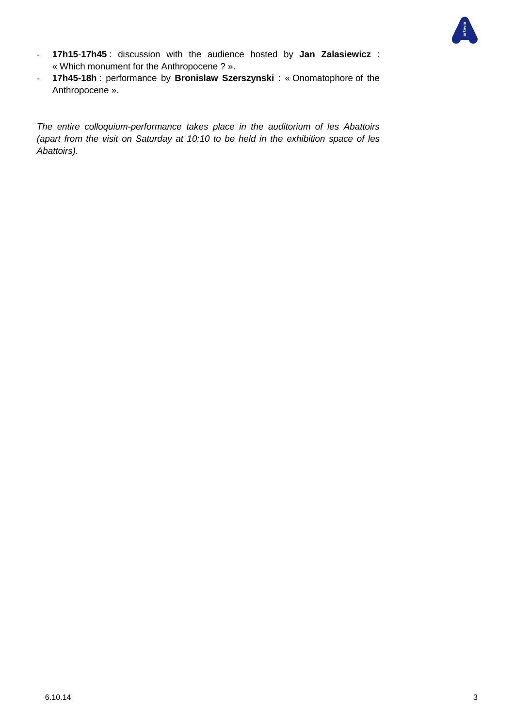- **17h15**-**17h45** : discussion with the audience hosted by **Jan Zalasiewicz** : « Which monument for the Anthropocene ? ».
- **17h45-18h** : performance by **Bronislaw Szerszynski** : « Onomatophore of the Anthropocene ».

*The entire colloquium-performance takes place in the auditorium of les Abattoirs (apart from the visit on Saturday at 10:10 to be held in the exhibition space of les Abattoirs).*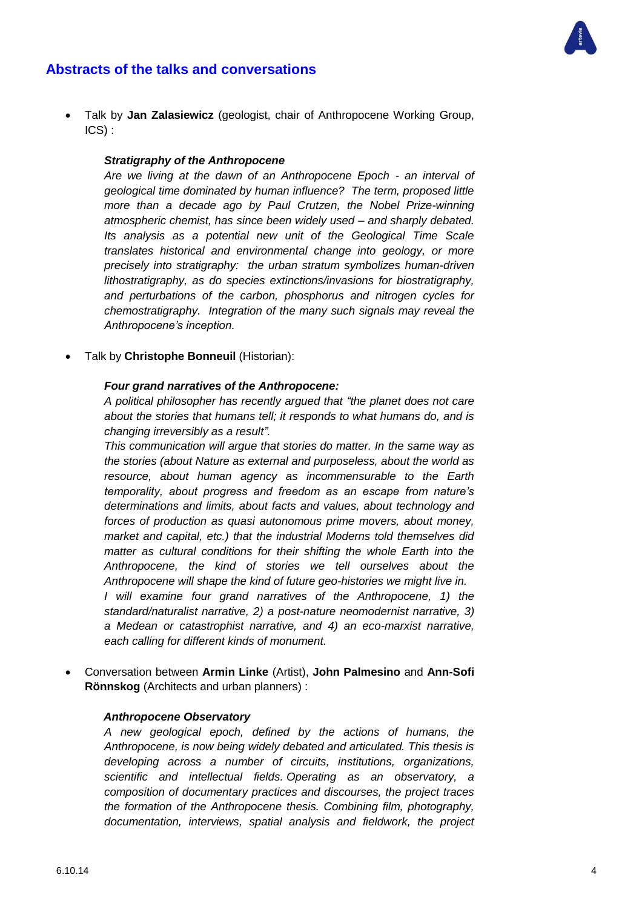## Abstracts of the talks and conversations

- Talk by **Jan Zalasiewicz** (geologist, chair of Anthropocene Working Group, ICS) :

    ***Stratigraphy of the Anthropocene***
    *Are we living at the dawn of an Anthropocene Epoch - an interval of geological time dominated by human influence? The term, proposed little more than a decade ago by Paul Crutzen, the Nobel Prize-winning atmospheric chemist, has since been widely used – and sharply debated. Its analysis as a potential new unit of the Geological Time Scale translates historical and environmental change into geology, or more precisely into stratigraphy: the urban stratum symbolizes human-driven lithostratigraphy, as do species extinctions/invasions for biostratigraphy, and perturbations of the carbon, phosphorus and nitrogen cycles for chemostratigraphy. Integration of the many such signals may reveal the Anthropocene's inception.*

- Talk by **Christophe Bonneuil** (Historian):

    ***Four grand narratives of the Anthropocene:***
    *A political philosopher has recently argued that "the planet does not care about the stories that humans tell; it responds to what humans do, and is changing irreversibly as a result".*
    *This communication will argue that stories do matter. In the same way as the stories (about Nature as external and purposeless, about the world as resource, about human agency as incommensurable to the Earth temporality, about progress and freedom as an escape from nature's determinations and limits, about facts and values, about technology and forces of production as quasi autonomous prime movers, about money, market and capital, etc.) that the industrial Moderns told themselves did matter as cultural conditions for their shifting the whole Earth into the Anthropocene, the kind of stories we tell ourselves about the Anthropocene will shape the kind of future geo-histories we might live in.*
    *I will examine four grand narratives of the Anthropocene, 1) the standard/naturalist narrative, 2) a post-nature neomodernist narrative, 3) a Medean or catastrophist narrative, and 4) an eco-marxist narrative, each calling for different kinds of monument.*

- Conversation between **Armin Linke** (Artist), **John Palmesino** and **Ann-Sofi Rönnskog** (Architects and urban planners) :

    ***Anthropocene Observatory***
    *A new geological epoch, defined by the actions of humans, the Anthropocene, is now being widely debated and articulated. This thesis is developing across a number of circuits, institutions, organizations, scientific and intellectual fields. Operating as an observatory, a composition of documentary practices and discourses, the project traces the formation of the Anthropocene thesis. Combining film, photography, documentation, interviews, spatial analysis and fieldwork, the project*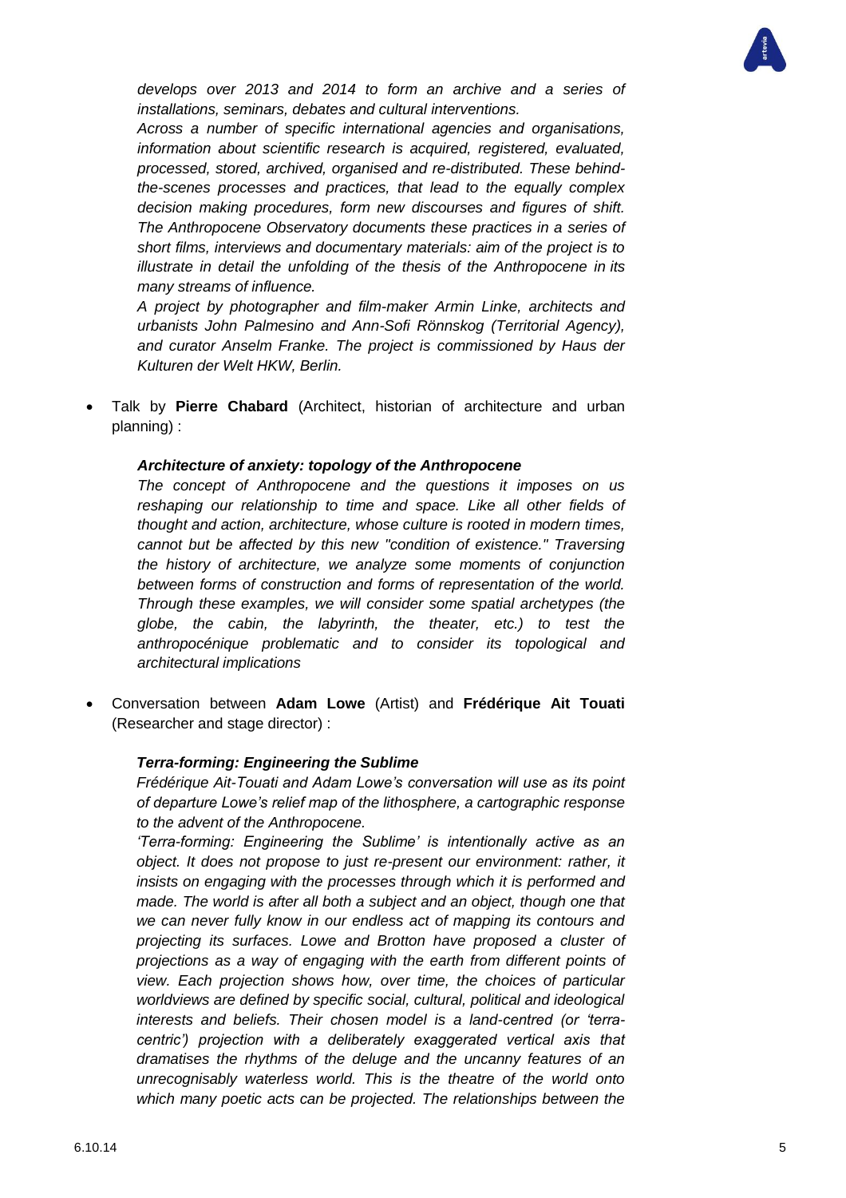*develops over 2013 and 2014 to form an archive and a series of installations, seminars, debates and cultural interventions.*

*Across a number of specific international agencies and organisations, information about scientific research is acquired, registered, evaluated, processed, stored, archived, organised and re-distributed. These behind-the-scenes processes and practices, that lead to the equally complex decision making procedures, form new discourses and figures of shift. The Anthropocene Observatory documents these practices in a series of short films, interviews and documentary materials: aim of the project is to illustrate in detail the unfolding of the thesis of the Anthropocene in its many streams of influence.*

*A project by photographer and film-maker Armin Linke, architects and urbanists John Palmesino and Ann-Sofi Rönnskog (Territorial Agency), and curator Anselm Franke. The project is commissioned by Haus der Kulturen der Welt HKW, Berlin.*

- Talk by **Pierre Chabard** (Architect, historian of architecture and urban planning) :

  ***Architecture of anxiety: topology of the Anthropocene***

  *The concept of Anthropocene and the questions it imposes on us reshaping our relationship to time and space. Like all other fields of thought and action, architecture, whose culture is rooted in modern times, cannot but be affected by this new "condition of existence." Traversing the history of architecture, we analyze some moments of conjunction between forms of construction and forms of representation of the world. Through these examples, we will consider some spatial archetypes (the globe, the cabin, the labyrinth, the theater, etc.) to test the anthropocénique problematic and to consider its topological and architectural implications*

- Conversation between **Adam Lowe** (Artist) and **Frédérique Ait Touati** (Researcher and stage director) :

  ***Terra-forming: Engineering the Sublime***

  *Frédérique Ait-Touati and Adam Lowe's conversation will use as its point of departure Lowe's relief map of the lithosphere, a cartographic response to the advent of the Anthropocene.*

  *'Terra-forming: Engineering the Sublime' is intentionally active as an object. It does not propose to just re-present our environment: rather, it insists on engaging with the processes through which it is performed and made. The world is after all both a subject and an object, though one that we can never fully know in our endless act of mapping its contours and projecting its surfaces. Lowe and Brotton have proposed a cluster of projections as a way of engaging with the earth from different points of view. Each projection shows how, over time, the choices of particular worldviews are defined by specific social, cultural, political and ideological interests and beliefs. Their chosen model is a land-centred (or 'terra-centric') projection with a deliberately exaggerated vertical axis that dramatises the rhythms of the deluge and the uncanny features of an unrecognisably waterless world. This is the theatre of the world onto which many poetic acts can be projected. The relationships between the*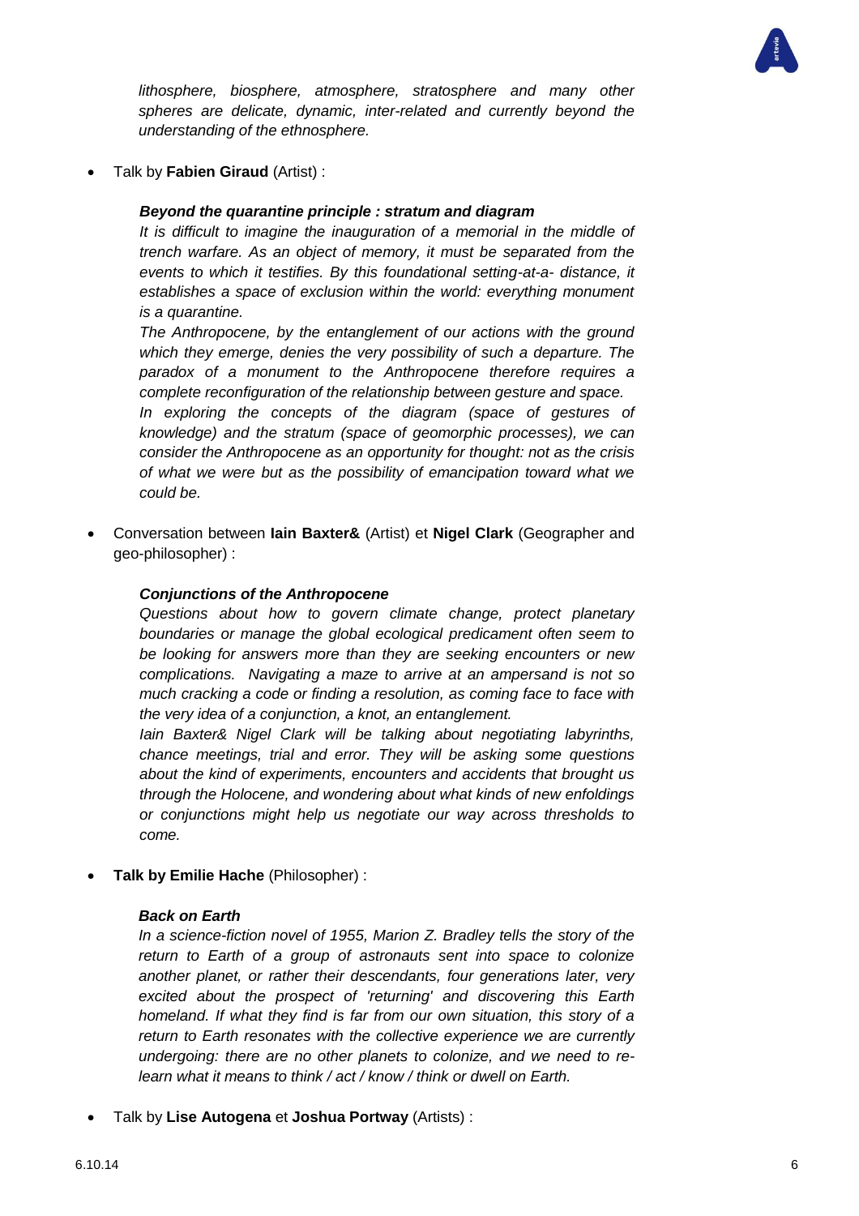*lithosphere, biosphere, atmosphere, stratosphere and many other spheres are delicate, dynamic, inter-related and currently beyond the understanding of the ethnosphere.*

- Talk by **Fabien Giraud** (Artist) :

  ***Beyond the quarantine principle : stratum and diagram***
  *It is difficult to imagine the inauguration of a memorial in the middle of trench warfare. As an object of memory, it must be separated from the events to which it testifies. By this foundational setting-at-a- distance, it establishes a space of exclusion within the world: everything monument is a quarantine.*
  *The Anthropocene, by the entanglement of our actions with the ground which they emerge, denies the very possibility of such a departure. The paradox of a monument to the Anthropocene therefore requires a complete reconfiguration of the relationship between gesture and space.*
  *In exploring the concepts of the diagram (space of gestures of knowledge) and the stratum (space of geomorphic processes), we can consider the Anthropocene as an opportunity for thought: not as the crisis of what we were but as the possibility of emancipation toward what we could be.*

- Conversation between **Iain Baxter&** (Artist) et **Nigel Clark** (Geographer and geo-philosopher) :

  ***Conjunctions of the Anthropocene***
  *Questions about how to govern climate change, protect planetary boundaries or manage the global ecological predicament often seem to be looking for answers more than they are seeking encounters or new complications. Navigating a maze to arrive at an ampersand is not so much cracking a code or finding a resolution, as coming face to face with the very idea of a conjunction, a knot, an entanglement.*
  *Iain Baxter& Nigel Clark will be talking about negotiating labyrinths, chance meetings, trial and error. They will be asking some questions about the kind of experiments, encounters and accidents that brought us through the Holocene, and wondering about what kinds of new enfoldings or conjunctions might help us negotiate our way across thresholds to come.*

- **Talk by Emilie Hache** (Philosopher) :

  ***Back on Earth***
  *In a science-fiction novel of 1955, Marion Z. Bradley tells the story of the return to Earth of a group of astronauts sent into space to colonize another planet, or rather their descendants, four generations later, very excited about the prospect of 'returning' and discovering this Earth homeland. If what they find is far from our own situation, this story of a return to Earth resonates with the collective experience we are currently undergoing: there are no other planets to colonize, and we need to re-learn what it means to think / act / know / think or dwell on Earth.*

- Talk by **Lise Autogena** et **Joshua Portway** (Artists) :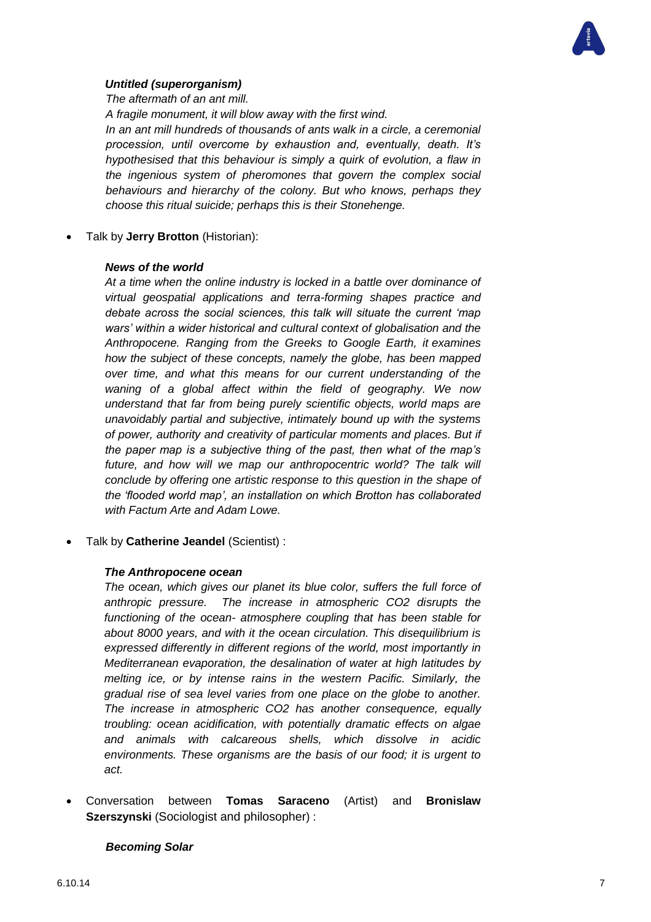***Untitled (superorganism)***

*The aftermath of an ant mill.*

*A fragile monument, it will blow away with the first wind.*

*In an ant mill hundreds of thousands of ants walk in a circle, a ceremonial procession, until overcome by exhaustion and, eventually, death. It's hypothesised that this behaviour is simply a quirk of evolution, a flaw in the ingenious system of pheromones that govern the complex social behaviours and hierarchy of the colony. But who knows, perhaps they choose this ritual suicide; perhaps this is their Stonehenge.*

- Talk by **Jerry Brotton** (Historian):

***News of the world***

*At a time when the online industry is locked in a battle over dominance of virtual geospatial applications and terra-forming shapes practice and debate across the social sciences, this talk will situate the current 'map wars' within a wider historical and cultural context of globalisation and the Anthropocene. Ranging from the Greeks to Google Earth, it examines how the subject of these concepts, namely the globe, has been mapped over time, and what this means for our current understanding of the waning of a global affect within the field of geography. We now understand that far from being purely scientific objects, world maps are unavoidably partial and subjective, intimately bound up with the systems of power, authority and creativity of particular moments and places. But if the paper map is a subjective thing of the past, then what of the map's future, and how will we map our anthropocentric world? The talk will conclude by offering one artistic response to this question in the shape of the 'flooded world map', an installation on which Brotton has collaborated with Factum Arte and Adam Lowe.*

- Talk by **Catherine Jeandel** (Scientist) :

***The Anthropocene ocean***

*The ocean, which gives our planet its blue color, suffers the full force of anthropic pressure. The increase in atmospheric $CO_2$ disrupts the functioning of the ocean- atmosphere coupling that has been stable for about 8000 years, and with it the ocean circulation. This disequilibrium is expressed differently in different regions of the world, most importantly in Mediterranean evaporation, the desalination of water at high latitudes by melting ice, or by intense rains in the western Pacific. Similarly, the gradual rise of sea level varies from one place on the globe to another. The increase in atmospheric $CO_2$ has another consequence, equally troubling: ocean acidification, with potentially dramatic effects on algae and animals with calcareous shells, which dissolve in acidic environments. These organisms are the basis of our food; it is urgent to act.*

- Conversation between **Tomas Saraceno** (Artist) and **Bronislaw Szerszynski** (Sociologist and philosopher) :

***Becoming Solar***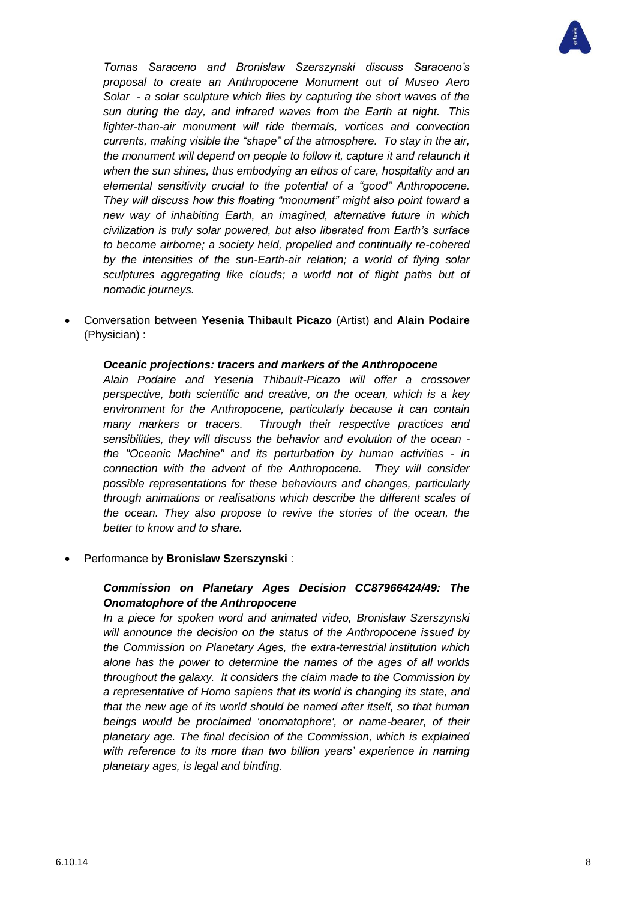*Tomas Saraceno and Bronislaw Szerszynski discuss Saraceno's proposal to create an Anthropocene Monument out of Museo Aero Solar - a solar sculpture which flies by capturing the short waves of the sun during the day, and infrared waves from the Earth at night. This lighter-than-air monument will ride thermals, vortices and convection currents, making visible the "shape" of the atmosphere. To stay in the air, the monument will depend on people to follow it, capture it and relaunch it when the sun shines, thus embodying an ethos of care, hospitality and an elemental sensitivity crucial to the potential of a "good" Anthropocene. They will discuss how this floating "monument" might also point toward a new way of inhabiting Earth, an imagined, alternative future in which civilization is truly solar powered, but also liberated from Earth's surface to become airborne; a society held, propelled and continually re-cohered by the intensities of the sun-Earth-air relation; a world of flying solar sculptures aggregating like clouds; a world not of flight paths but of nomadic journeys.*

- Conversation between **Yesenia Thibault Picazo** (Artist) and **Alain Podaire** (Physician) :

  ***Oceanic projections: tracers and markers of the Anthropocene***
  *Alain Podaire and Yesenia Thibault-Picazo will offer a crossover perspective, both scientific and creative, on the ocean, which is a key environment for the Anthropocene, particularly because it can contain many markers or tracers. Through their respective practices and sensibilities, they will discuss the behavior and evolution of the ocean - the "Oceanic Machine" and its perturbation by human activities - in connection with the advent of the Anthropocene. They will consider possible representations for these behaviours and changes, particularly through animations or realisations which describe the different scales of the ocean. They also propose to revive the stories of the ocean, the better to know and to share.*

- Performance by **Bronislaw Szerszynski** :

  ***Commission on Planetary Ages Decision CC87966424/49: The Onomatophore of the Anthropocene***
  *In a piece for spoken word and animated video, Bronislaw Szerszynski will announce the decision on the status of the Anthropocene issued by the Commission on Planetary Ages, the extra-terrestrial institution which alone has the power to determine the names of the ages of all worlds throughout the galaxy. It considers the claim made to the Commission by a representative of Homo sapiens that its world is changing its state, and that the new age of its world should be named after itself, so that human beings would be proclaimed 'onomatophore', or name-bearer, of their planetary age. The final decision of the Commission, which is explained with reference to its more than two billion years' experience in naming planetary ages, is legal and binding.*